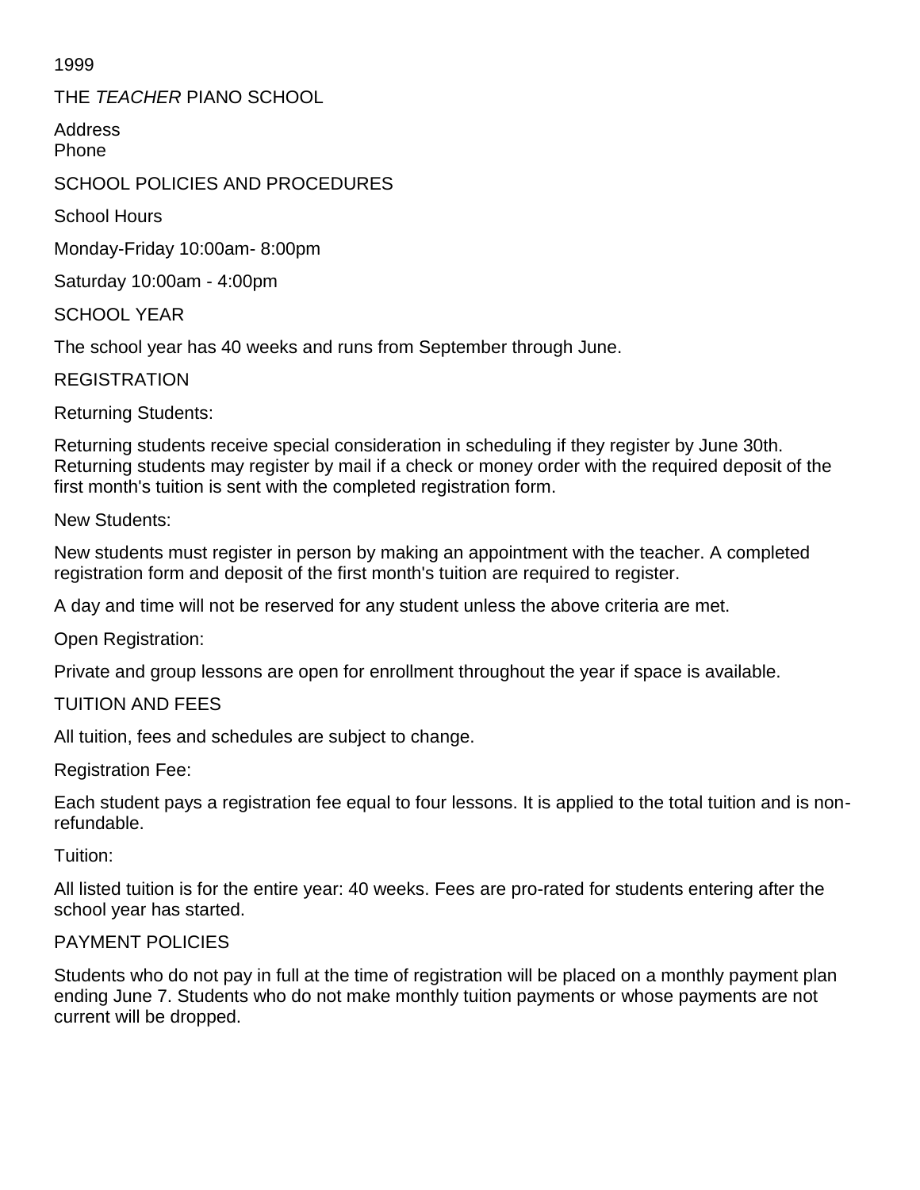1999

# THE *TEACHER* PIANO SCHOOL

Address
Phone

## SCHOOL POLICIES AND PROCEDURES

### School Hours

Monday-Friday 10:00am- 8:00pm

Saturday 10:00am - 4:00pm

### SCHOOL YEAR

The school year has 40 weeks and runs from September through June.

### REGISTRATION

Returning Students:

Returning students receive special consideration in scheduling if they register by June 30th. Returning students may register by mail if a check or money order with the required deposit of the first month's tuition is sent with the completed registration form.

New Students:

New students must register in person by making an appointment with the teacher. A completed registration form and deposit of the first month's tuition are required to register.

A day and time will not be reserved for any student unless the above criteria are met.

Open Registration:

Private and group lessons are open for enrollment throughout the year if space is available.

### TUITION AND FEES

All tuition, fees and schedules are subject to change.

Registration Fee:

Each student pays a registration fee equal to four lessons. It is applied to the total tuition and is non-refundable.

Tuition:

All listed tuition is for the entire year: 40 weeks. Fees are pro-rated for students entering after the school year has started.

### PAYMENT POLICIES

Students who do not pay in full at the time of registration will be placed on a monthly payment plan ending June 7. Students who do not make monthly tuition payments or whose payments are not current will be dropped.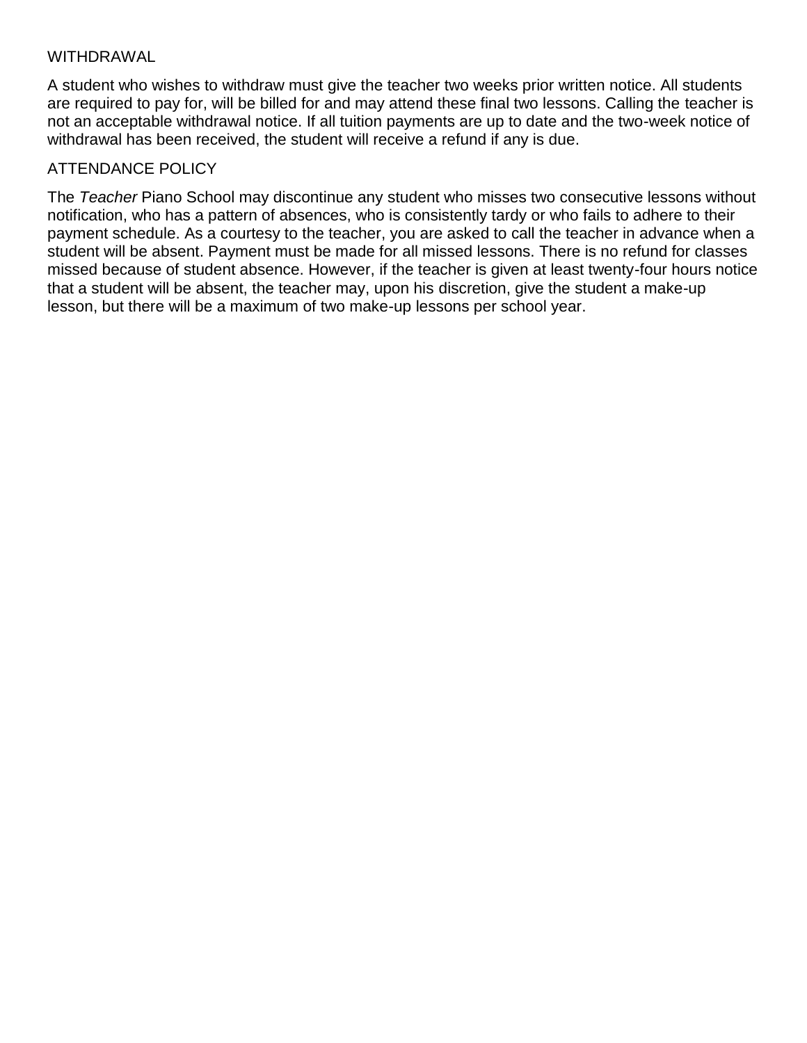## WITHDRAWAL

A student who wishes to withdraw must give the teacher two weeks prior written notice. All students are required to pay for, will be billed for and may attend these final two lessons. Calling the teacher is not an acceptable withdrawal notice. If all tuition payments are up to date and the two-week notice of withdrawal has been received, the student will receive a refund if any is due.

## ATTENDANCE POLICY

The *Teacher* Piano School may discontinue any student who misses two consecutive lessons without notification, who has a pattern of absences, who is consistently tardy or who fails to adhere to their payment schedule. As a courtesy to the teacher, you are asked to call the teacher in advance when a student will be absent. Payment must be made for all missed lessons. There is no refund for classes missed because of student absence. However, if the teacher is given at least twenty-four hours notice that a student will be absent, the teacher may, upon his discretion, give the student a make-up lesson, but there will be a maximum of two make-up lessons per school year.